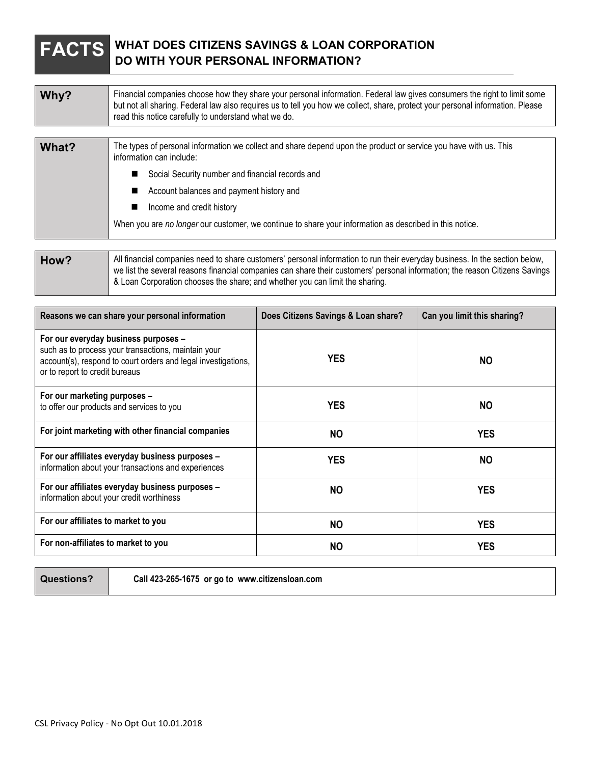# FACTS — WHAT DOES CITIZENS SAVINGS & LOAN CORPORATION DO WITH YOUR PERSONAL INFORMATION?

| | |
|---|---|
| **Why?** | Financial companies choose how they share your personal information. Federal law gives consumers the right to limit some but not all sharing. Federal law also requires us to tell you how we collect, share, protect your personal information. Please read this notice carefully to understand what we do. |

| | |
|---|---|
| **What?** | The types of personal information we collect and share depend upon the product or service you have with us. This information can include:<br>■ Social Security number and financial records and<br>■ Account balances and payment history and<br>■ Income and credit history<br>When you are *no longer* our customer, we continue to share your information as described in this notice. |

| | |
|---|---|
| **How?** | All financial companies need to share customers' personal information to run their everyday business. In the section below, we list the several reasons financial companies can share their customers' personal information; the reason Citizens Savings & Loan Corporation chooses the share; and whether you can limit the sharing. |

| Reasons we can share your personal information | Does Citizens Savings & Loan share? | Can you limit this sharing? |
|---|---|---|
| **For our everyday business purposes –** such as to process your transactions, maintain your account(s), respond to court orders and legal investigations, or to report to credit bureaus | **YES** | **NO** |
| **For our marketing purposes –** to offer our products and services to you | **YES** | **NO** |
| **For joint marketing with other financial companies** | **NO** | **YES** |
| **For our affiliates everyday business purposes –** information about your transactions and experiences | **YES** | **NO** |
| **For our affiliates everyday business purposes –** information about your credit worthiness | **NO** | **YES** |
| **For our affiliates to market to you** | **NO** | **YES** |
| **For non-affiliates to market to you** | **NO** | **YES** |

| | |
|---|---|
| **Questions?** | **Call 423-265-1675 or go to www.citizensloan.com** |

CSL Privacy Policy - No Opt Out 10.01.2018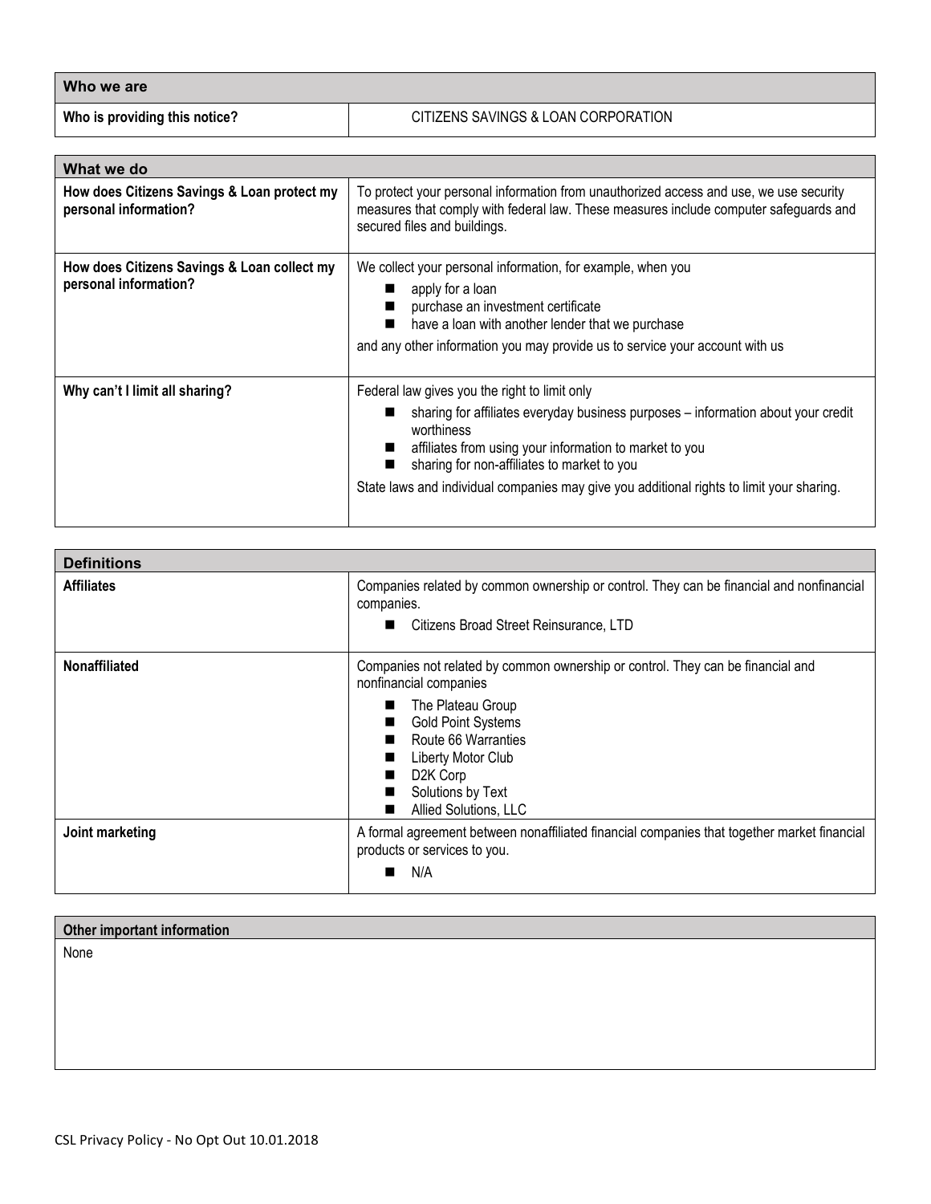| Who we are | |
|---|---|
| **Who is providing this notice?** | CITIZENS SAVINGS & LOAN CORPORATION |

| What we do | |
|---|---|
| **How does Citizens Savings & Loan protect my personal information?** | To protect your personal information from unauthorized access and use, we use security measures that comply with federal law. These measures include computer safeguards and secured files and buildings. |
| **How does Citizens Savings & Loan collect my personal information?** | We collect your personal information, for example, when you <br>■ apply for a loan <br>■ purchase an investment certificate <br>■ have a loan with another lender that we purchase <br>and any other information you may provide us to service your account with us |
| **Why can't I limit all sharing?** | Federal law gives you the right to limit only <br>■ sharing for affiliates everyday business purposes – information about your credit worthiness <br>■ affiliates from using your information to market to you <br>■ sharing for non-affiliates to market to you <br>State laws and individual companies may give you additional rights to limit your sharing. |

| Definitions | |
|---|---|
| **Affiliates** | Companies related by common ownership or control. They can be financial and nonfinancial companies. <br>■ Citizens Broad Street Reinsurance, LTD |
| **Nonaffiliated** | Companies not related by common ownership or control. They can be financial and nonfinancial companies <br>■ The Plateau Group <br>■ Gold Point Systems <br>■ Route 66 Warranties <br>■ Liberty Motor Club <br>■ D2K Corp <br>■ Solutions by Text <br>■ Allied Solutions, LLC |
| **Joint marketing** | A formal agreement between nonaffiliated financial companies that together market financial products or services to you. <br>■ N/A |

| Other important information |
|---|
| None |

CSL Privacy Policy - No Opt Out 10.01.2018